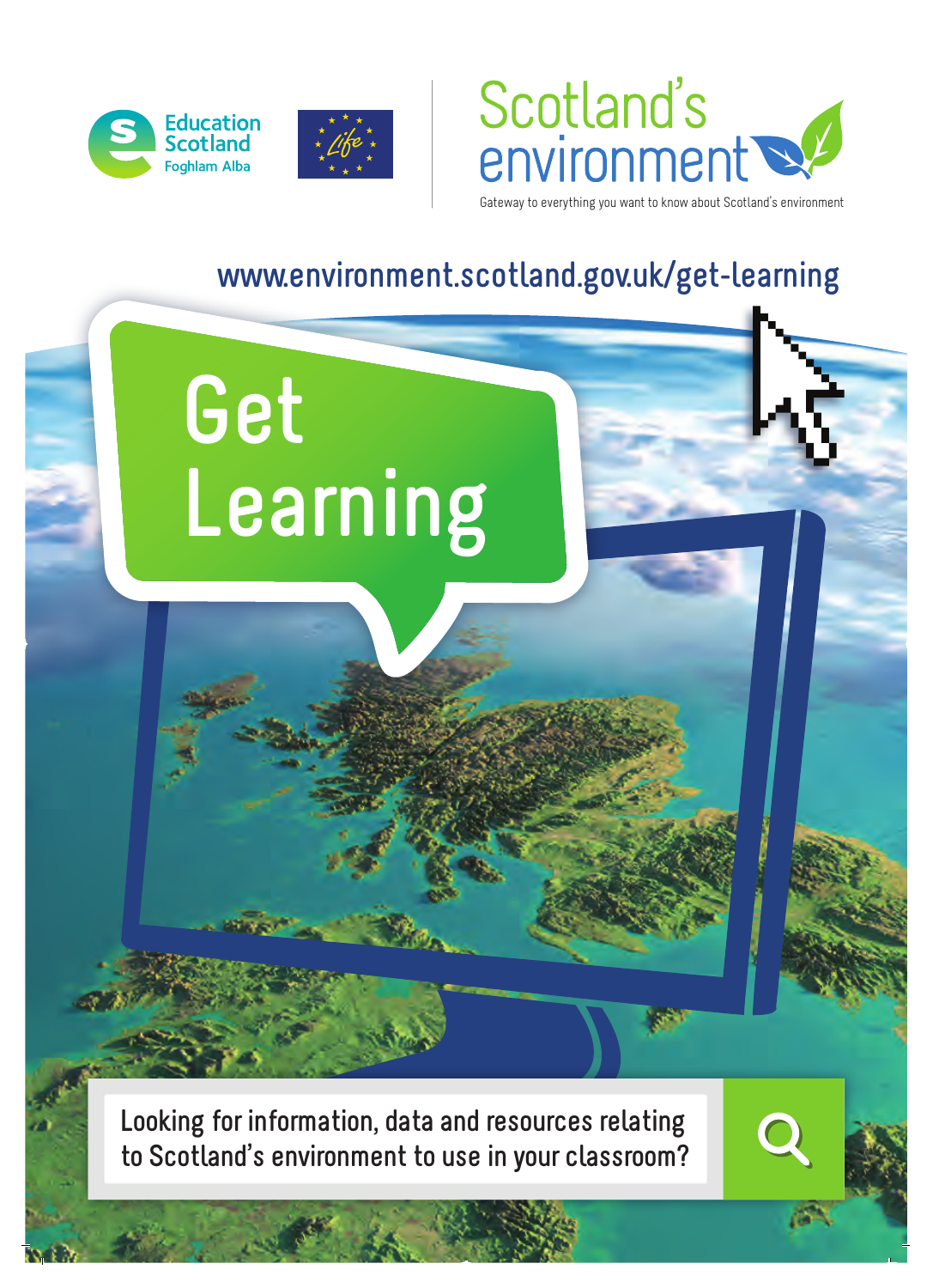Education Scotland
Foghlam Alba

Scotland's environment

Gateway to everything you want to know about Scotland's environment

www.environment.scotland.gov.uk/get-learning

# Get Learning

Looking for information, data and resources relating to Scotland's environment to use in your classroom?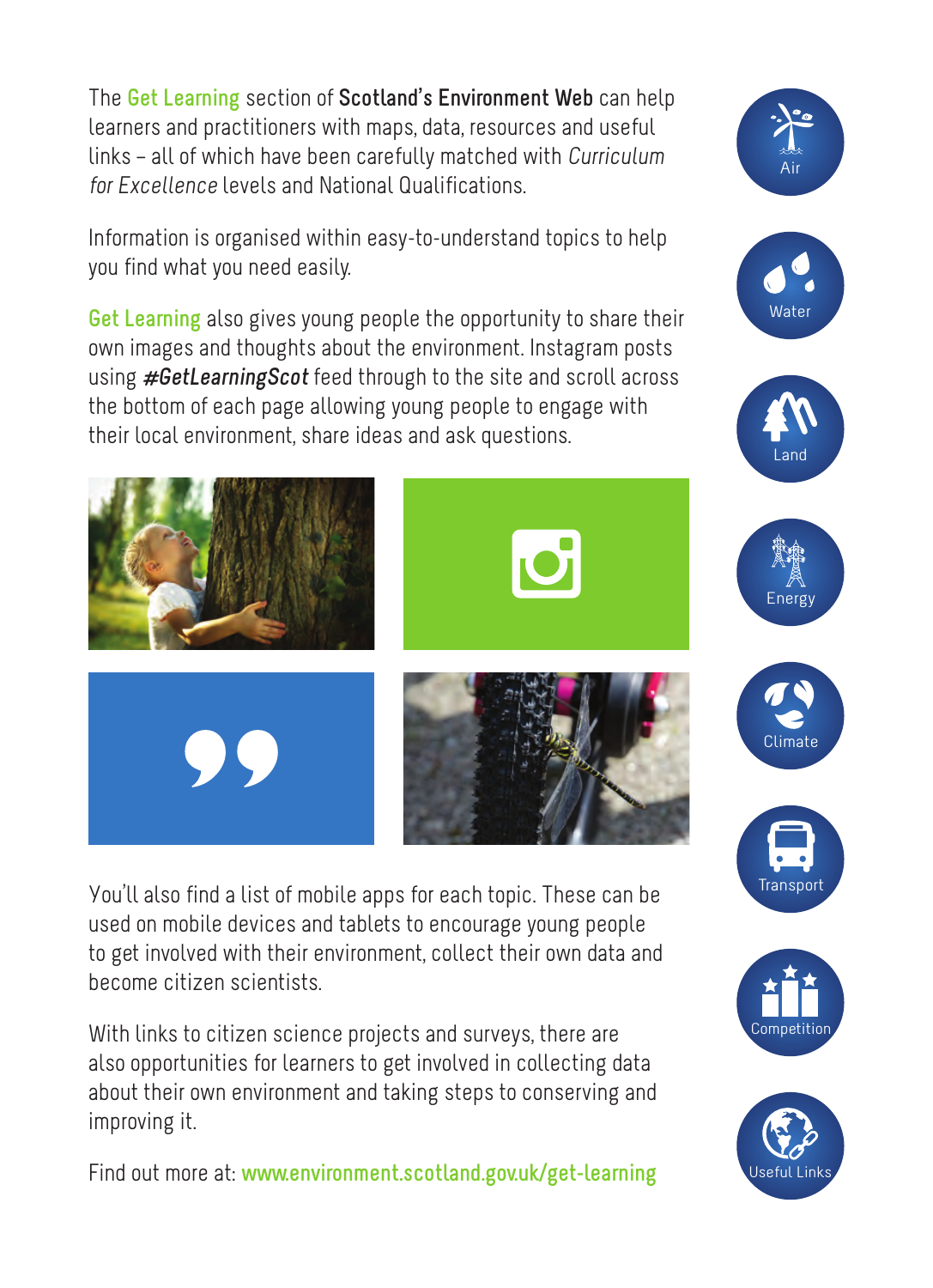The **Get Learning** section of **Scotland's Environment Web** can help learners and practitioners with maps, data, resources and useful links – all of which have been carefully matched with *Curriculum for Excellence* levels and National Qualifications.

Information is organised within easy-to-understand topics to help you find what you need easily.

**Get Learning** also gives young people the opportunity to share their own images and thoughts about the environment. Instagram posts using ***#GetLearningScot*** feed through to the site and scroll across the bottom of each page allowing young people to engage with their local environment, share ideas and ask questions.

You'll also find a list of mobile apps for each topic. These can be used on mobile devices and tablets to encourage young people to get involved with their environment, collect their own data and become citizen scientists.

With links to citizen science projects and surveys, there are also opportunities for learners to get involved in collecting data about their own environment and taking steps to conserving and improving it.

Find out more at: **www.environment.scotland.gov.uk/get-learning**

Air

Water

Land

Energy

Climate

Transport

Competition

Useful Links